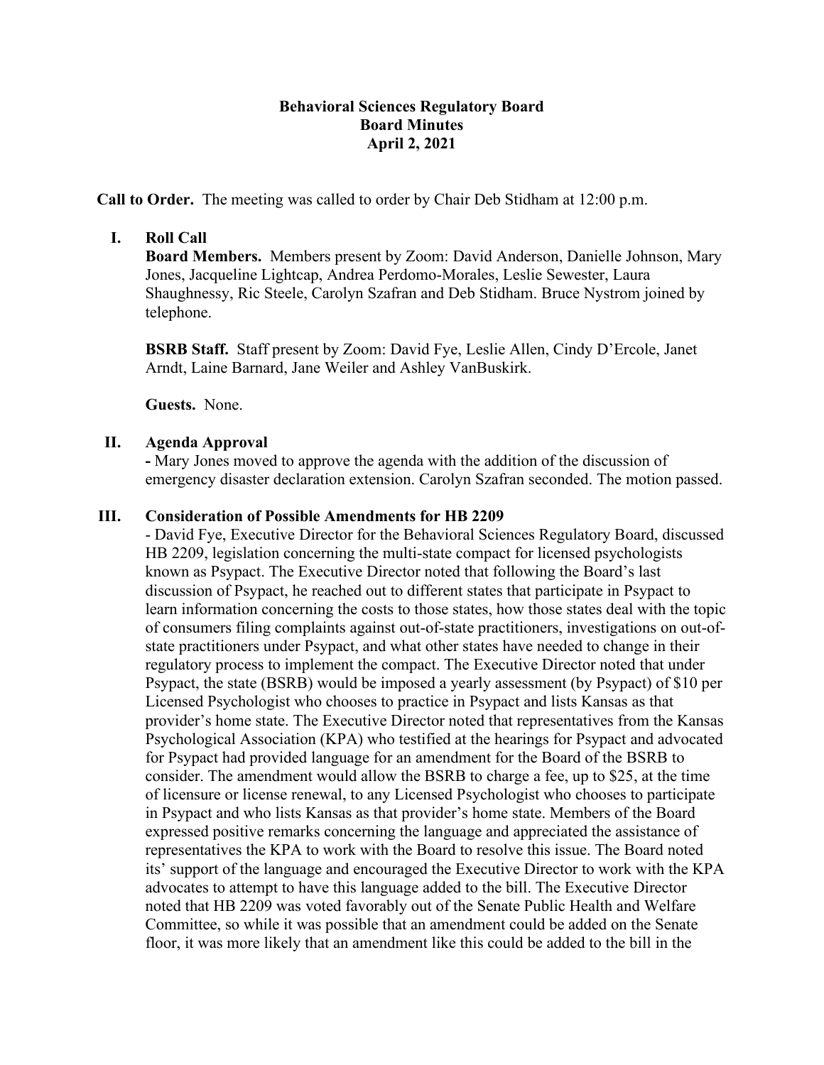**Behavioral Sciences Regulatory Board**
**Board Minutes**
**April 2, 2021**

**Call to Order.** The meeting was called to order by Chair Deb Stidham at 12:00 p.m.

## I. Roll Call

**Board Members.** Members present by Zoom: David Anderson, Danielle Johnson, Mary Jones, Jacqueline Lightcap, Andrea Perdomo-Morales, Leslie Sewester, Laura Shaughnessy, Ric Steele, Carolyn Szafran and Deb Stidham. Bruce Nystrom joined by telephone.

**BSRB Staff.** Staff present by Zoom: David Fye, Leslie Allen, Cindy D'Ercole, Janet Arndt, Laine Barnard, Jane Weiler and Ashley VanBuskirk.

**Guests.** None.

## II. Agenda Approval

- Mary Jones moved to approve the agenda with the addition of the discussion of emergency disaster declaration extension. Carolyn Szafran seconded. The motion passed.

## III. Consideration of Possible Amendments for HB 2209

- David Fye, Executive Director for the Behavioral Sciences Regulatory Board, discussed HB 2209, legislation concerning the multi-state compact for licensed psychologists known as Psypact. The Executive Director noted that following the Board's last discussion of Psypact, he reached out to different states that participate in Psypact to learn information concerning the costs to those states, how those states deal with the topic of consumers filing complaints against out-of-state practitioners, investigations on out-of-state practitioners under Psypact, and what other states have needed to change in their regulatory process to implement the compact. The Executive Director noted that under Psypact, the state (BSRB) would be imposed a yearly assessment (by Psypact) of $10 per Licensed Psychologist who chooses to practice in Psypact and lists Kansas as that provider's home state. The Executive Director noted that representatives from the Kansas Psychological Association (KPA) who testified at the hearings for Psypact and advocated for Psypact had provided language for an amendment for the Board of the BSRB to consider. The amendment would allow the BSRB to charge a fee, up to $25, at the time of licensure or license renewal, to any Licensed Psychologist who chooses to participate in Psypact and who lists Kansas as that provider's home state. Members of the Board expressed positive remarks concerning the language and appreciated the assistance of representatives the KPA to work with the Board to resolve this issue. The Board noted its' support of the language and encouraged the Executive Director to work with the KPA advocates to attempt to have this language added to the bill. The Executive Director noted that HB 2209 was voted favorably out of the Senate Public Health and Welfare Committee, so while it was possible that an amendment could be added on the Senate floor, it was more likely that an amendment like this could be added to the bill in the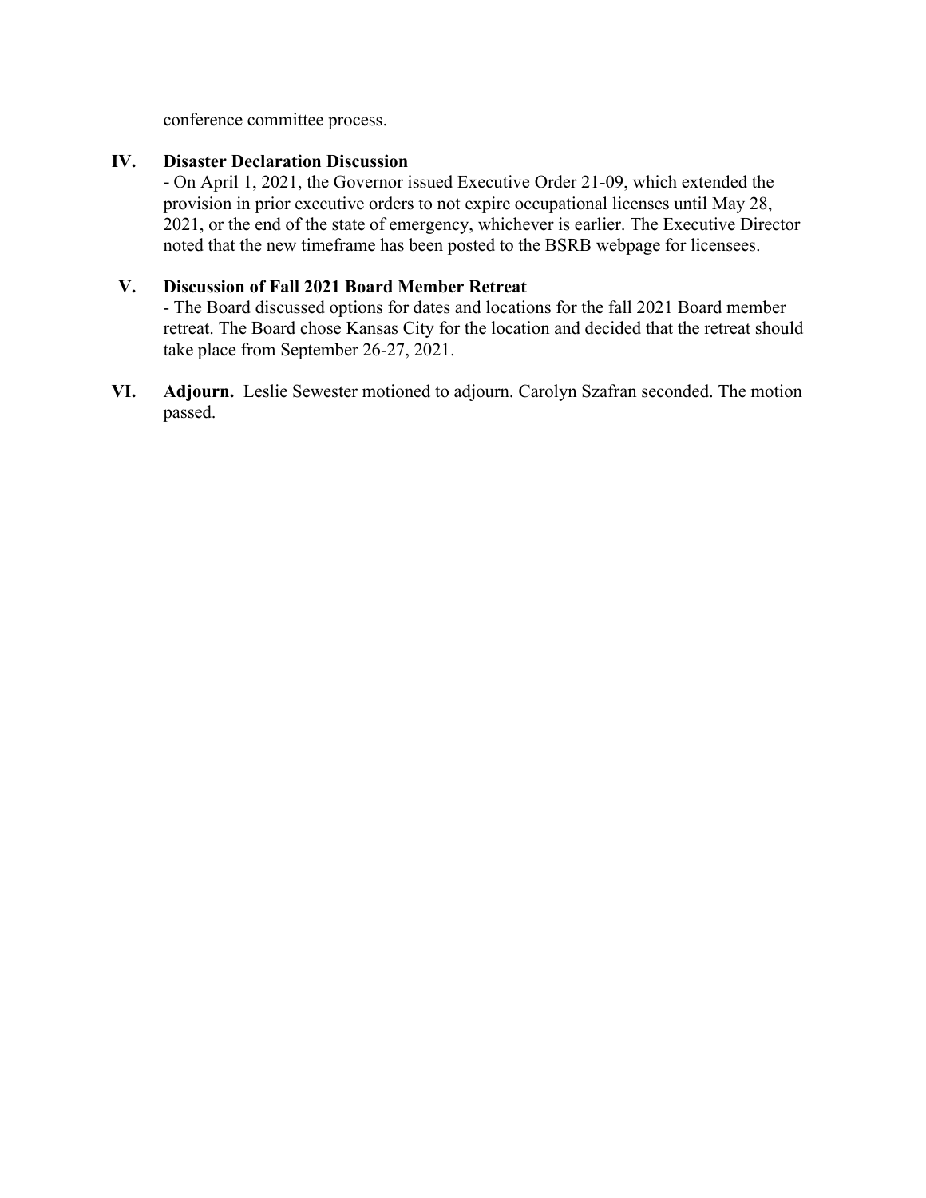conference committee process.

**IV. Disaster Declaration Discussion**

- On April 1, 2021, the Governor issued Executive Order 21-09, which extended the provision in prior executive orders to not expire occupational licenses until May 28, 2021, or the end of the state of emergency, whichever is earlier. The Executive Director noted that the new timeframe has been posted to the BSRB webpage for licensees.

**V. Discussion of Fall 2021 Board Member Retreat**

- The Board discussed options for dates and locations for the fall 2021 Board member retreat. The Board chose Kansas City for the location and decided that the retreat should take place from September 26-27, 2021.

**VI. Adjourn.** Leslie Sewester motioned to adjourn. Carolyn Szafran seconded. The motion passed.